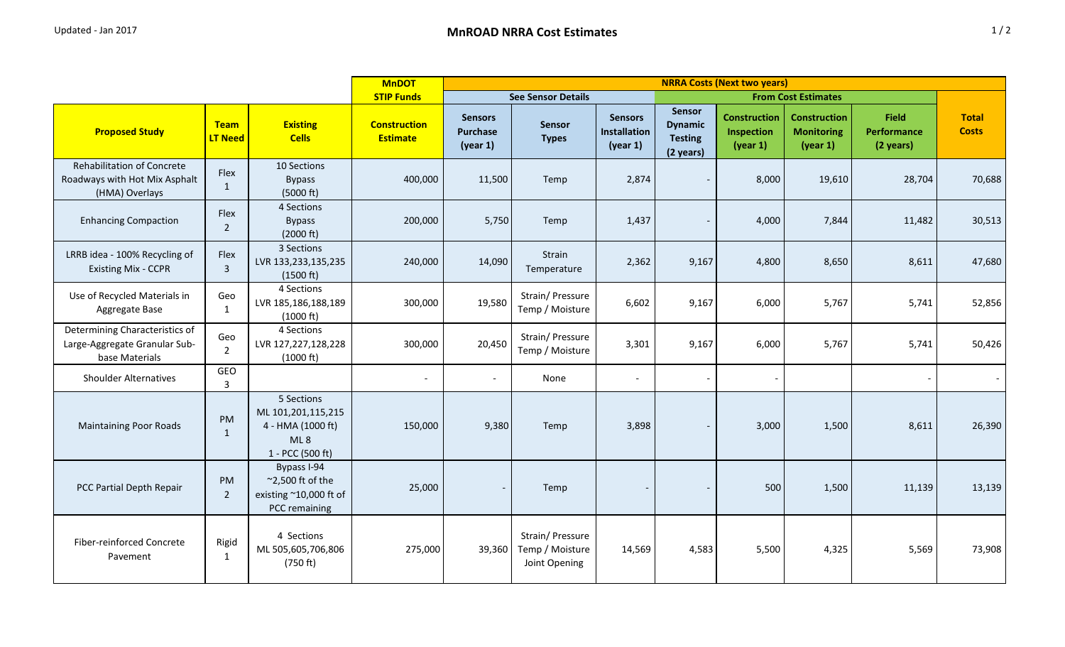Updated - Jan 2017

# MnROAD NRRA Cost Estimates

| | | | MnDOT STIP Funds | NRRA Costs (Next two years) | | | | | | | |
|---|---|---|---|---|---|---|---|---|---|---|---|
| | | | | See Sensor Details | | | From Cost Estimates | | | | |
| **Proposed Study** | **Team LT Need** | **Existing Cells** | **Construction Estimate** | **Sensors Purchase (year 1)** | **Sensor Types** | **Sensors Installation (year 1)** | **Sensor Dynamic Testing (2 years)** | **Construction Inspection (year 1)** | **Construction Monitoring (year 1)** | **Field Performance (2 years)** | **Total Costs** |
| Rehabilitation of Concrete Roadways with Hot Mix Asphalt (HMA) Overlays | Flex 1 | 10 Sections Bypass (5000 ft) | 400,000 | 11,500 | Temp | 2,874 | - | 8,000 | 19,610 | 28,704 | 70,688 |
| Enhancing Compaction | Flex 2 | 4 Sections Bypass (2000 ft) | 200,000 | 5,750 | Temp | 1,437 | - | 4,000 | 7,844 | 11,482 | 30,513 |
| LRRB idea - 100% Recycling of Existing Mix - CCPR | Flex 3 | 3 Sections LVR 133,233,135,235 (1500 ft) | 240,000 | 14,090 | Strain Temperature | 2,362 | 9,167 | 4,800 | 8,650 | 8,611 | 47,680 |
| Use of Recycled Materials in Aggregate Base | Geo 1 | 4 Sections LVR 185,186,188,189 (1000 ft) | 300,000 | 19,580 | Strain/ Pressure Temp / Moisture | 6,602 | 9,167 | 6,000 | 5,767 | 5,741 | 52,856 |
| Determining Characteristics of Large-Aggregate Granular Sub-base Materials | Geo 2 | 4 Sections LVR 127,227,128,228 (1000 ft) | 300,000 | 20,450 | Strain/ Pressure Temp / Moisture | 3,301 | 9,167 | 6,000 | 5,767 | 5,741 | 50,426 |
| Shoulder Alternatives | GEO 3 | | - | - | None | - | - | - | | - | - |
| Maintaining Poor Roads | PM 1 | 5 Sections ML 101,201,115,215 4 - HMA (1000 ft) ML 8 1 - PCC (500 ft) | 150,000 | 9,380 | Temp | 3,898 | - | 3,000 | 1,500 | 8,611 | 26,390 |
| PCC Partial Depth Repair | PM 2 | Bypass I-94 ~2,500 ft of the existing ~10,000 ft of PCC remaining | 25,000 | - | Temp | - | - | 500 | 1,500 | 11,139 | 13,139 |
| Fiber-reinforced Concrete Pavement | Rigid 1 | 4 Sections ML 505,605,706,806 (750 ft) | 275,000 | 39,360 | Strain/ Pressure Temp / Moisture Joint Opening | 14,569 | 4,583 | 5,500 | 4,325 | 5,569 | 73,908 |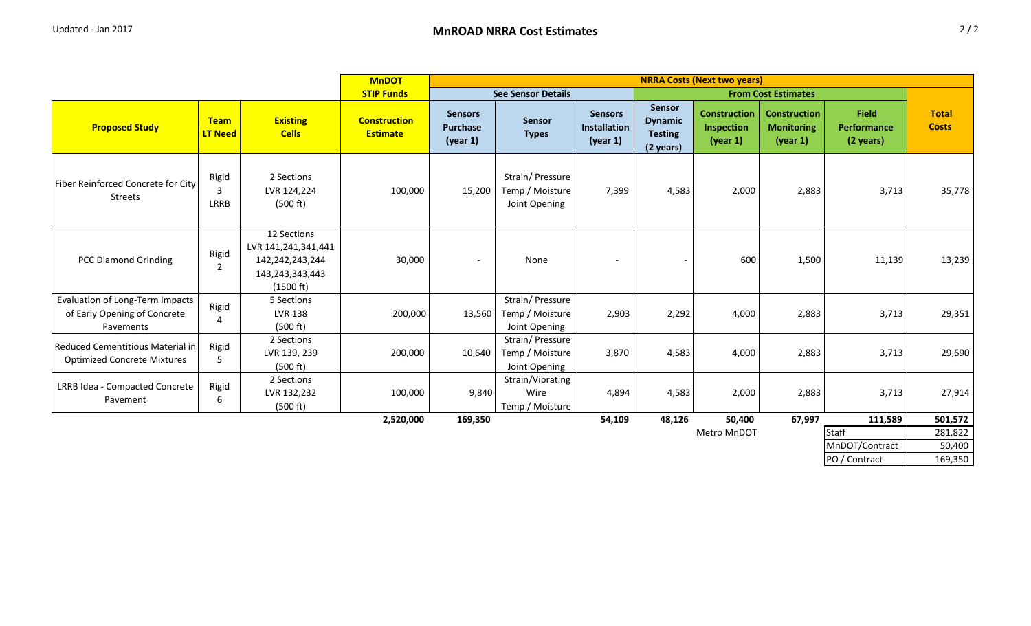Updated - Jan 2017

# MnROAD NRRA Cost Estimates

| | | | MnDOT | NRRA Costs (Next two years) | | | | | | | | |
|---|---|---|---|---|---|---|---|---|---|---|---|---|
| | | | STIP Funds | See Sensor Details | | | | From Cost Estimates | | | | |
| **Proposed Study** | **Team LT Need** | **Existing Cells** | **Construction Estimate** | **Sensors Purchase (year 1)** | **Sensor Types** | **Sensors Installation (year 1)** | **Sensor Dynamic Testing (2 years)** | **Construction Inspection (year 1)** | **Construction Monitoring (year 1)** | **Field Performance (2 years)** | **Total Costs** |
| Fiber Reinforced Concrete for City Streets | Rigid 3 LRRB | 2 Sections LVR 124,224 (500 ft) | 100,000 | 15,200 | Strain/ Pressure Temp / Moisture Joint Opening | 7,399 | 4,583 | 2,000 | 2,883 | 3,713 | 35,778 |
| PCC Diamond Grinding | Rigid 2 | 12 Sections LVR 141,241,341,441 142,242,243,244 143,243,343,443 (1500 ft) | 30,000 | - | None | - | - | 600 | 1,500 | 11,139 | 13,239 |
| Evaluation of Long-Term Impacts of Early Opening of Concrete Pavements | Rigid 4 | 5 Sections LVR 138 (500 ft) | 200,000 | 13,560 | Strain/ Pressure Temp / Moisture Joint Opening | 2,903 | 2,292 | 4,000 | 2,883 | 3,713 | 29,351 |
| Reduced Cementitious Material in Optimized Concrete Mixtures | Rigid 5 | 2 Sections LVR 139, 239 (500 ft) | 200,000 | 10,640 | Strain/ Pressure Temp / Moisture Joint Opening | 3,870 | 4,583 | 4,000 | 2,883 | 3,713 | 29,690 |
| LRRB Idea - Compacted Concrete Pavement | Rigid 6 | 2 Sections LVR 132,232 (500 ft) | 100,000 | 9,840 | Strain/Vibrating Wire Temp / Moisture | 4,894 | 4,583 | 2,000 | 2,883 | 3,713 | 27,914 |
| | | | **2,520,000** | **169,350** | | **54,109** | **48,126** | **50,400** | **67,997** | **111,589** | **501,572** |
| | | | | | | | | Metro MnDOT | | Staff | 281,822 |
| | | | | | | | | | | MnDOT/Contract | 50,400 |
| | | | | | | | | | | PO / Contract | 169,350 |